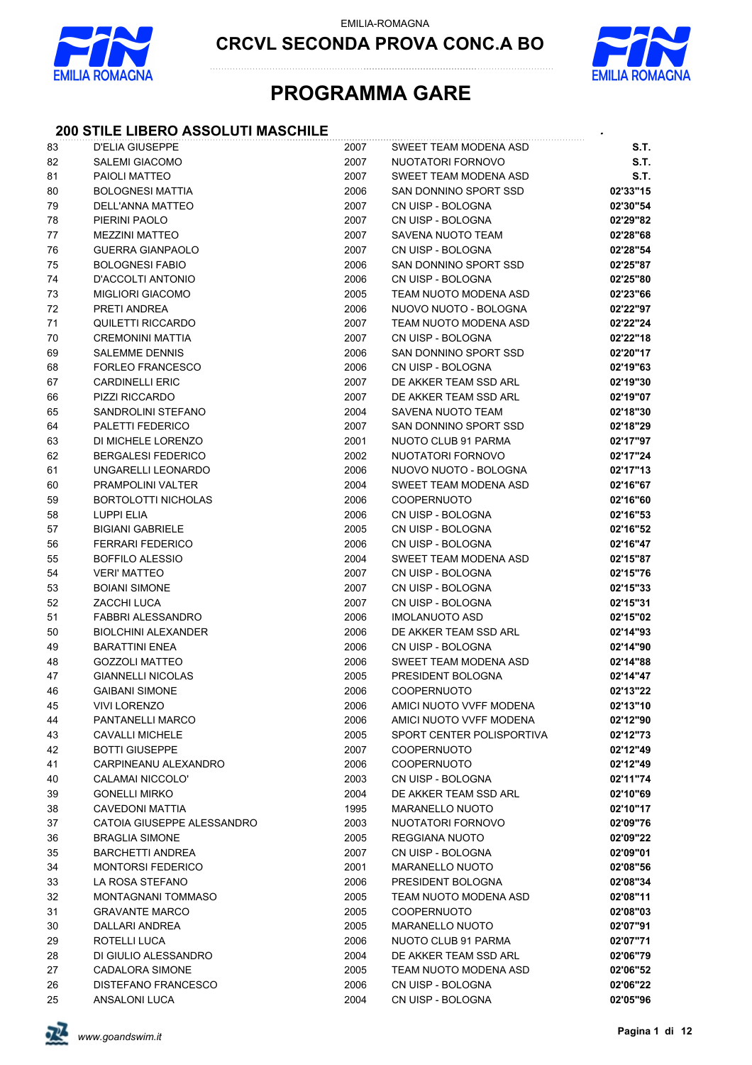EMILIA-ROMAGNA

# CRCVL SECONDA PROVA CONC.A BO

# PROGRAMMA GARE

## 200 STILE LIBERO ASSOLUTI MASCHILE

| | | | | |
|---|---|---|---|---|
| 83 | D'ELIA GIUSEPPE | 2007 | SWEET TEAM MODENA ASD | **S.T.** |
| 82 | SALEMI GIACOMO | 2007 | NUOTATORI FORNOVO | **S.T.** |
| 81 | PAIOLI MATTEO | 2007 | SWEET TEAM MODENA ASD | **S.T.** |
| 80 | BOLOGNESI MATTIA | 2006 | SAN DONNINO SPORT SSD | **02'33"15** |
| 79 | DELL'ANNA MATTEO | 2007 | CN UISP - BOLOGNA | **02'30"54** |
| 78 | PIERINI PAOLO | 2007 | CN UISP - BOLOGNA | **02'29"82** |
| 77 | MEZZINI MATTEO | 2007 | SAVENA NUOTO TEAM | **02'28"68** |
| 76 | GUERRA GIANPAOLO | 2007 | CN UISP - BOLOGNA | **02'28"54** |
| 75 | BOLOGNESI FABIO | 2006 | SAN DONNINO SPORT SSD | **02'25"87** |
| 74 | D'ACCOLTI ANTONIO | 2006 | CN UISP - BOLOGNA | **02'25"80** |
| 73 | MIGLIORI GIACOMO | 2005 | TEAM NUOTO MODENA ASD | **02'23"66** |
| 72 | PRETI ANDREA | 2006 | NUOVO NUOTO - BOLOGNA | **02'22"97** |
| 71 | QUILETTI RICCARDO | 2007 | TEAM NUOTO MODENA ASD | **02'22"24** |
| 70 | CREMONINI MATTIA | 2007 | CN UISP - BOLOGNA | **02'22"18** |
| 69 | SALEMME DENNIS | 2006 | SAN DONNINO SPORT SSD | **02'20"17** |
| 68 | FORLEO FRANCESCO | 2006 | CN UISP - BOLOGNA | **02'19"63** |
| 67 | CARDINELLI ERIC | 2007 | DE AKKER TEAM SSD ARL | **02'19"30** |
| 66 | PIZZI RICCARDO | 2007 | DE AKKER TEAM SSD ARL | **02'19"07** |
| 65 | SANDROLINI STEFANO | 2004 | SAVENA NUOTO TEAM | **02'18"30** |
| 64 | PALETTI FEDERICO | 2007 | SAN DONNINO SPORT SSD | **02'18"29** |
| 63 | DI MICHELE LORENZO | 2001 | NUOTO CLUB 91 PARMA | **02'17"97** |
| 62 | BERGALESI FEDERICO | 2002 | NUOTATORI FORNOVO | **02'17"24** |
| 61 | UNGARELLI LEONARDO | 2006 | NUOVO NUOTO - BOLOGNA | **02'17"13** |
| 60 | PRAMPOLINI VALTER | 2004 | SWEET TEAM MODENA ASD | **02'16"67** |
| 59 | BORTOLOTTI NICHOLAS | 2006 | COOPERNUOTO | **02'16"60** |
| 58 | LUPPI ELIA | 2006 | CN UISP - BOLOGNA | **02'16"53** |
| 57 | BIGIANI GABRIELE | 2005 | CN UISP - BOLOGNA | **02'16"52** |
| 56 | FERRARI FEDERICO | 2006 | CN UISP - BOLOGNA | **02'16"47** |
| 55 | BOFFILO ALESSIO | 2004 | SWEET TEAM MODENA ASD | **02'15"87** |
| 54 | VERI' MATTEO | 2007 | CN UISP - BOLOGNA | **02'15"76** |
| 53 | BOIANI SIMONE | 2007 | CN UISP - BOLOGNA | **02'15"33** |
| 52 | ZACCHI LUCA | 2007 | CN UISP - BOLOGNA | **02'15"31** |
| 51 | FABBRI ALESSANDRO | 2006 | IMOLANUOTO ASD | **02'15"02** |
| 50 | BIOLCHINI ALEXANDER | 2006 | DE AKKER TEAM SSD ARL | **02'14"93** |
| 49 | BARATTINI ENEA | 2006 | CN UISP - BOLOGNA | **02'14"90** |
| 48 | GOZZOLI MATTEO | 2006 | SWEET TEAM MODENA ASD | **02'14"88** |
| 47 | GIANNELLI NICOLAS | 2005 | PRESIDENT BOLOGNA | **02'14"47** |
| 46 | GAIBANI SIMONE | 2006 | COOPERNUOTO | **02'13"22** |
| 45 | VIVI LORENZO | 2006 | AMICI NUOTO VVFF MODENA | **02'13"10** |
| 44 | PANTANELLI MARCO | 2006 | AMICI NUOTO VVFF MODENA | **02'12"90** |
| 43 | CAVALLI MICHELE | 2005 | SPORT CENTER POLISPORTIVA | **02'12"73** |
| 42 | BOTTI GIUSEPPE | 2007 | COOPERNUOTO | **02'12"49** |
| 41 | CARPINEANU ALEXANDRO | 2006 | COOPERNUOTO | **02'12"49** |
| 40 | CALAMAI NICCOLO' | 2003 | CN UISP - BOLOGNA | **02'11"74** |
| 39 | GONELLI MIRKO | 2004 | DE AKKER TEAM SSD ARL | **02'10"69** |
| 38 | CAVEDONI MATTIA | 1995 | MARANELLO NUOTO | **02'10"17** |
| 37 | CATOIA GIUSEPPE ALESSANDRO | 2003 | NUOTATORI FORNOVO | **02'09"76** |
| 36 | BRAGLIA SIMONE | 2005 | REGGIANA NUOTO | **02'09"22** |
| 35 | BARCHETTI ANDREA | 2007 | CN UISP - BOLOGNA | **02'09"01** |
| 34 | MONTORSI FEDERICO | 2001 | MARANELLO NUOTO | **02'08"56** |
| 33 | LA ROSA STEFANO | 2006 | PRESIDENT BOLOGNA | **02'08"34** |
| 32 | MONTAGNANI TOMMASO | 2005 | TEAM NUOTO MODENA ASD | **02'08"11** |
| 31 | GRAVANTE MARCO | 2005 | COOPERNUOTO | **02'08"03** |
| 30 | DALLARI ANDREA | 2005 | MARANELLO NUOTO | **02'07"91** |
| 29 | ROTELLI LUCA | 2006 | NUOTO CLUB 91 PARMA | **02'07"71** |
| 28 | DI GIULIO ALESSANDRO | 2004 | DE AKKER TEAM SSD ARL | **02'06"79** |
| 27 | CADALORA SIMONE | 2005 | TEAM NUOTO MODENA ASD | **02'06"52** |
| 26 | DISTEFANO FRANCESCO | 2006 | CN UISP - BOLOGNA | **02'06"22** |
| 25 | ANSALONI LUCA | 2004 | CN UISP - BOLOGNA | **02'05"96** |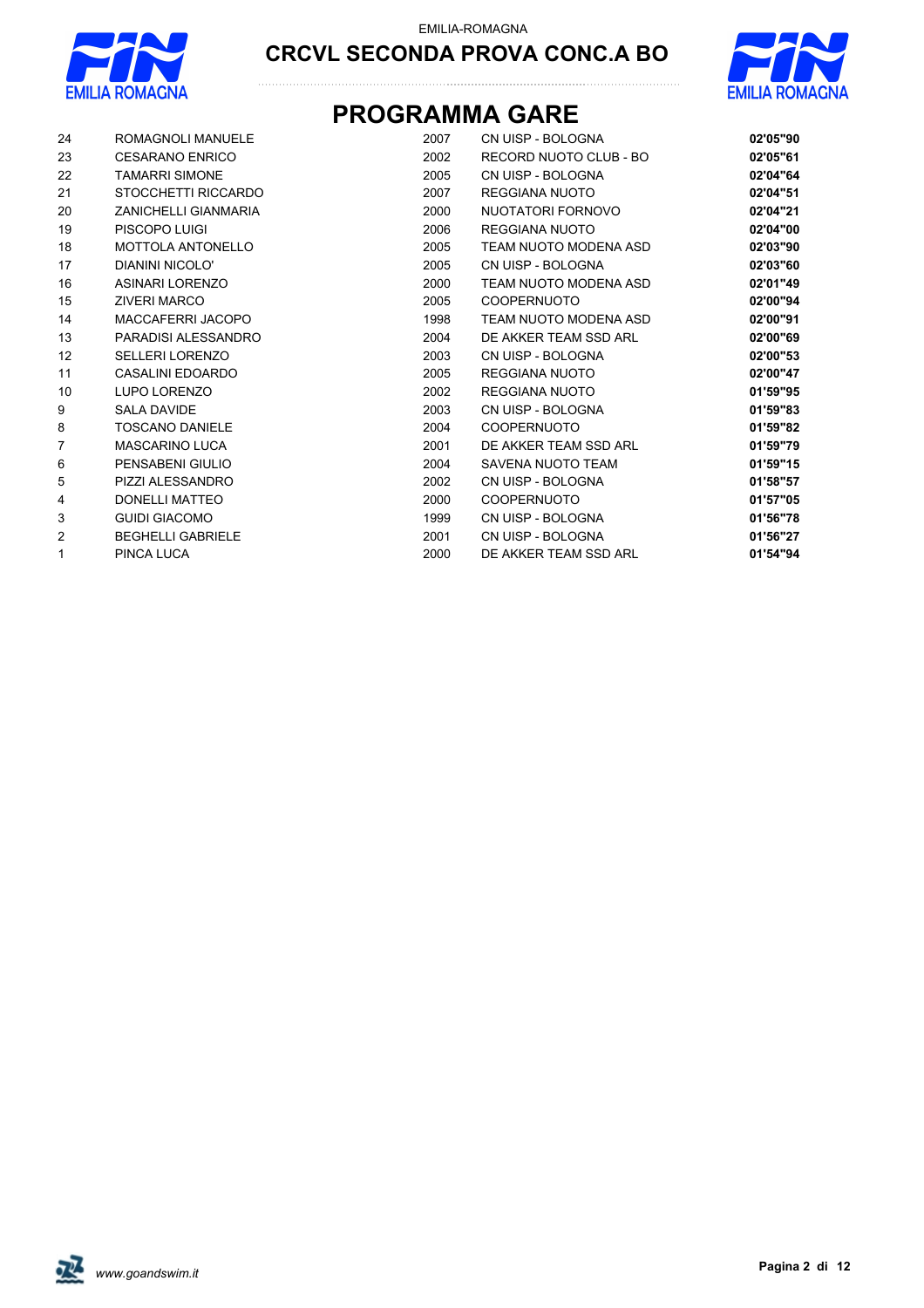EMILIA-ROMAGNA

# CRCVL SECONDA PROVA CONC.A BO

## PROGRAMMA GARE

| | | | | |
|---|---|---|---|---|
| 24 | ROMAGNOLI MANUELE | 2007 | CN UISP - BOLOGNA | **02'05"90** |
| 23 | CESARANO ENRICO | 2002 | RECORD NUOTO CLUB - BO | **02'05"61** |
| 22 | TAMARRI SIMONE | 2005 | CN UISP - BOLOGNA | **02'04"64** |
| 21 | STOCCHETTI RICCARDO | 2007 | REGGIANA NUOTO | **02'04"51** |
| 20 | ZANICHELLI GIANMARIA | 2000 | NUOTATORI FORNOVO | **02'04"21** |
| 19 | PISCOPO LUIGI | 2006 | REGGIANA NUOTO | **02'04"00** |
| 18 | MOTTOLA ANTONELLO | 2005 | TEAM NUOTO MODENA ASD | **02'03"90** |
| 17 | DIANINI NICOLO' | 2005 | CN UISP - BOLOGNA | **02'03"60** |
| 16 | ASINARI LORENZO | 2000 | TEAM NUOTO MODENA ASD | **02'01"49** |
| 15 | ZIVERI MARCO | 2005 | COOPERNUOTO | **02'00"94** |
| 14 | MACCAFERRI JACOPO | 1998 | TEAM NUOTO MODENA ASD | **02'00"91** |
| 13 | PARADISI ALESSANDRO | 2004 | DE AKKER TEAM SSD ARL | **02'00"69** |
| 12 | SELLERI LORENZO | 2003 | CN UISP - BOLOGNA | **02'00"53** |
| 11 | CASALINI EDOARDO | 2005 | REGGIANA NUOTO | **02'00"47** |
| 10 | LUPO LORENZO | 2002 | REGGIANA NUOTO | **01'59"95** |
| 9 | SALA DAVIDE | 2003 | CN UISP - BOLOGNA | **01'59"83** |
| 8 | TOSCANO DANIELE | 2004 | COOPERNUOTO | **01'59"82** |
| 7 | MASCARINO LUCA | 2001 | DE AKKER TEAM SSD ARL | **01'59"79** |
| 6 | PENSABENI GIULIO | 2004 | SAVENA NUOTO TEAM | **01'59"15** |
| 5 | PIZZI ALESSANDRO | 2002 | CN UISP - BOLOGNA | **01'58"57** |
| 4 | DONELLI MATTEO | 2000 | COOPERNUOTO | **01'57"05** |
| 3 | GUIDI GIACOMO | 1999 | CN UISP - BOLOGNA | **01'56"78** |
| 2 | BEGHELLI GABRIELE | 2001 | CN UISP - BOLOGNA | **01'56"27** |
| 1 | PINCA LUCA | 2000 | DE AKKER TEAM SSD ARL | **01'54"94** |

*www.goandswim.it*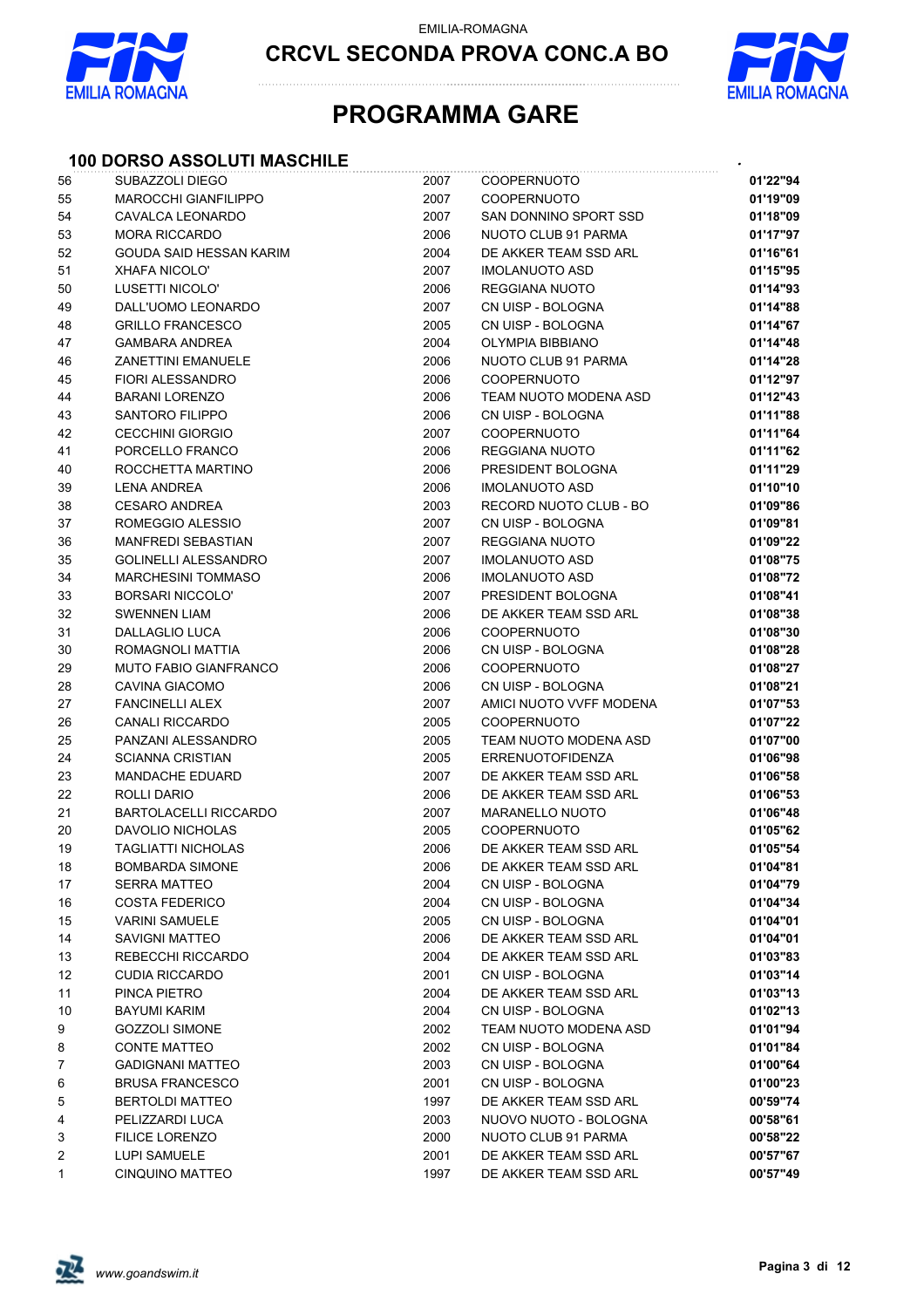EMILIA-ROMAGNA

# CRCVL SECONDA PROVA CONC.A BO

# PROGRAMMA GARE

## 100 DORSO ASSOLUTI MASCHILE

| | | | | |
|---|---|---|---|---|
| 56 | SUBAZZOLI DIEGO | 2007 | COOPERNUOTO | **01'22"94** |
| 55 | MAROCCHI GIANFILIPPO | 2007 | COOPERNUOTO | **01'19"09** |
| 54 | CAVALCA LEONARDO | 2007 | SAN DONNINO SPORT SSD | **01'18"09** |
| 53 | MORA RICCARDO | 2006 | NUOTO CLUB 91 PARMA | **01'17"97** |
| 52 | GOUDA SAID HESSAN KARIM | 2004 | DE AKKER TEAM SSD ARL | **01'16"61** |
| 51 | XHAFA NICOLO' | 2007 | IMOLANUOTO ASD | **01'15"95** |
| 50 | LUSETTI NICOLO' | 2006 | REGGIANA NUOTO | **01'14"93** |
| 49 | DALL'UOMO LEONARDO | 2007 | CN UISP - BOLOGNA | **01'14"88** |
| 48 | GRILLO FRANCESCO | 2005 | CN UISP - BOLOGNA | **01'14"67** |
| 47 | GAMBARA ANDREA | 2004 | OLYMPIA BIBBIANO | **01'14"48** |
| 46 | ZANETTINI EMANUELE | 2006 | NUOTO CLUB 91 PARMA | **01'14"28** |
| 45 | FIORI ALESSANDRO | 2006 | COOPERNUOTO | **01'12"97** |
| 44 | BARANI LORENZO | 2006 | TEAM NUOTO MODENA ASD | **01'12"43** |
| 43 | SANTORO FILIPPO | 2006 | CN UISP - BOLOGNA | **01'11"88** |
| 42 | CECCHINI GIORGIO | 2007 | COOPERNUOTO | **01'11"64** |
| 41 | PORCELLO FRANCO | 2006 | REGGIANA NUOTO | **01'11"62** |
| 40 | ROCCHETTA MARTINO | 2006 | PRESIDENT BOLOGNA | **01'11"29** |
| 39 | LENA ANDREA | 2006 | IMOLANUOTO ASD | **01'10"10** |
| 38 | CESARO ANDREA | 2003 | RECORD NUOTO CLUB - BO | **01'09"86** |
| 37 | ROMEGGIO ALESSIO | 2007 | CN UISP - BOLOGNA | **01'09"81** |
| 36 | MANFREDI SEBASTIAN | 2007 | REGGIANA NUOTO | **01'09"22** |
| 35 | GOLINELLI ALESSANDRO | 2007 | IMOLANUOTO ASD | **01'08"75** |
| 34 | MARCHESINI TOMMASO | 2006 | IMOLANUOTO ASD | **01'08"72** |
| 33 | BORSARI NICCOLO' | 2007 | PRESIDENT BOLOGNA | **01'08"41** |
| 32 | SWENNEN LIAM | 2006 | DE AKKER TEAM SSD ARL | **01'08"38** |
| 31 | DALLAGLIO LUCA | 2006 | COOPERNUOTO | **01'08"30** |
| 30 | ROMAGNOLI MATTIA | 2006 | CN UISP - BOLOGNA | **01'08"28** |
| 29 | MUTO FABIO GIANFRANCO | 2006 | COOPERNUOTO | **01'08"27** |
| 28 | CAVINA GIACOMO | 2006 | CN UISP - BOLOGNA | **01'08"21** |
| 27 | FANCINELLI ALEX | 2007 | AMICI NUOTO VVFF MODENA | **01'07"53** |
| 26 | CANALI RICCARDO | 2005 | COOPERNUOTO | **01'07"22** |
| 25 | PANZANI ALESSANDRO | 2005 | TEAM NUOTO MODENA ASD | **01'07"00** |
| 24 | SCIANNA CRISTIAN | 2005 | ERRENUOTOFIDENZA | **01'06"98** |
| 23 | MANDACHE EDUARD | 2007 | DE AKKER TEAM SSD ARL | **01'06"58** |
| 22 | ROLLI DARIO | 2006 | DE AKKER TEAM SSD ARL | **01'06"53** |
| 21 | BARTOLACELLI RICCARDO | 2007 | MARANELLO NUOTO | **01'06"48** |
| 20 | DAVOLIO NICHOLAS | 2005 | COOPERNUOTO | **01'05"62** |
| 19 | TAGLIATTI NICHOLAS | 2006 | DE AKKER TEAM SSD ARL | **01'05"54** |
| 18 | BOMBARDA SIMONE | 2006 | DE AKKER TEAM SSD ARL | **01'04"81** |
| 17 | SERRA MATTEO | 2004 | CN UISP - BOLOGNA | **01'04"79** |
| 16 | COSTA FEDERICO | 2004 | CN UISP - BOLOGNA | **01'04"34** |
| 15 | VARINI SAMUELE | 2005 | CN UISP - BOLOGNA | **01'04"01** |
| 14 | SAVIGNI MATTEO | 2006 | DE AKKER TEAM SSD ARL | **01'04"01** |
| 13 | REBECCHI RICCARDO | 2004 | DE AKKER TEAM SSD ARL | **01'03"83** |
| 12 | CUDIA RICCARDO | 2001 | CN UISP - BOLOGNA | **01'03"14** |
| 11 | PINCA PIETRO | 2004 | DE AKKER TEAM SSD ARL | **01'03"13** |
| 10 | BAYUMI KARIM | 2004 | CN UISP - BOLOGNA | **01'02"13** |
| 9 | GOZZOLI SIMONE | 2002 | TEAM NUOTO MODENA ASD | **01'01"94** |
| 8 | CONTE MATTEO | 2002 | CN UISP - BOLOGNA | **01'01"84** |
| 7 | GADIGNANI MATTEO | 2003 | CN UISP - BOLOGNA | **01'00"64** |
| 6 | BRUSA FRANCESCO | 2001 | CN UISP - BOLOGNA | **01'00"23** |
| 5 | BERTOLDI MATTEO | 1997 | DE AKKER TEAM SSD ARL | **00'59"74** |
| 4 | PELIZZARDI LUCA | 2003 | NUOVO NUOTO - BOLOGNA | **00'58"61** |
| 3 | FILICE LORENZO | 2000 | NUOTO CLUB 91 PARMA | **00'58"22** |
| 2 | LUPI SAMUELE | 2001 | DE AKKER TEAM SSD ARL | **00'57"67** |
| 1 | CINQUINO MATTEO | 1997 | DE AKKER TEAM SSD ARL | **00'57"49** |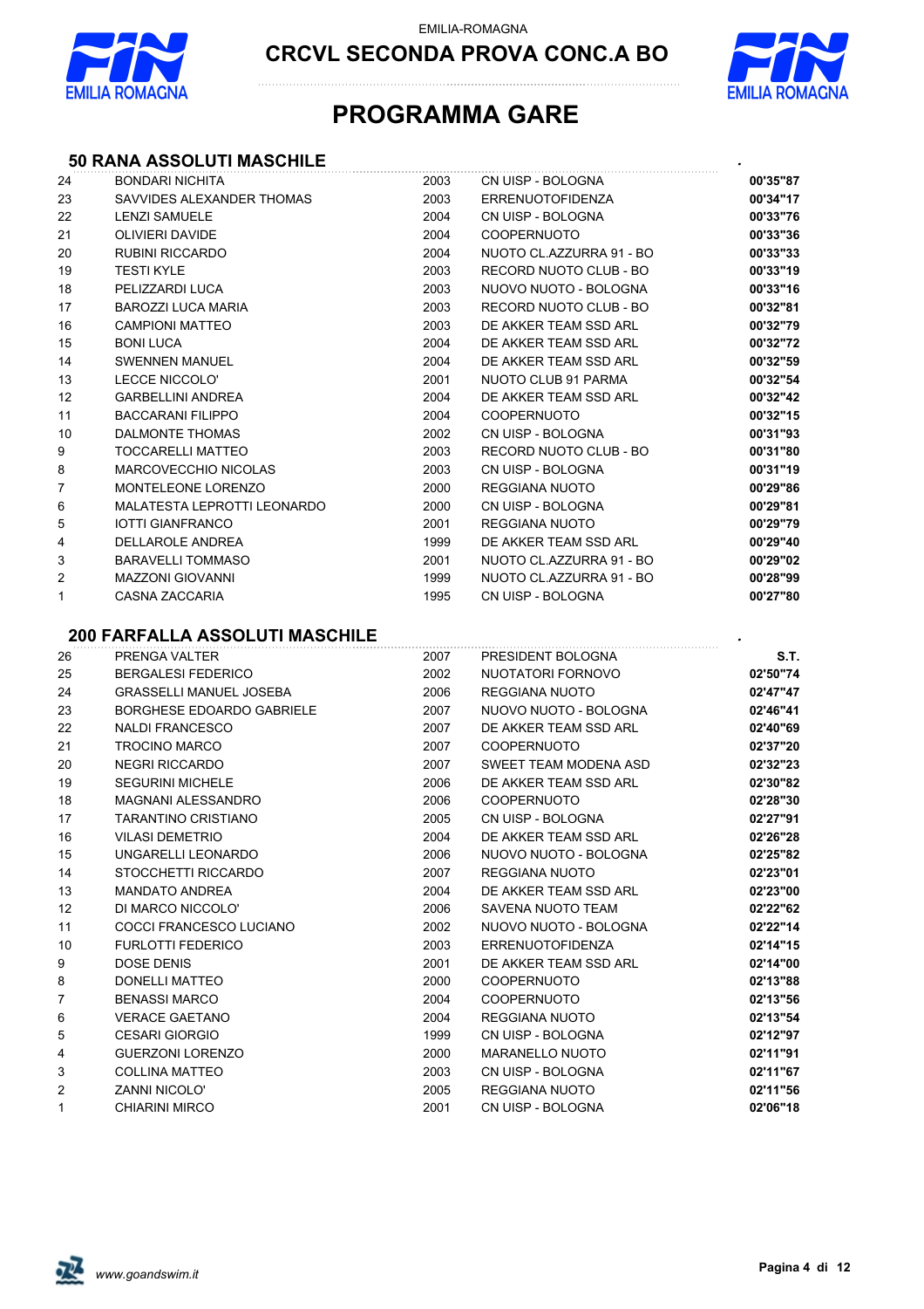EMILIA-ROMAGNA

# CRCVL SECONDA PROVA CONC.A BO

# PROGRAMMA GARE

## 50 RANA ASSOLUTI MASCHILE

| | | | | |
|---|---|---|---|---|
| 24 | BONDARI NICHITA | 2003 | CN UISP - BOLOGNA | 00'35"87 |
| 23 | SAVVIDES ALEXANDER THOMAS | 2003 | ERRENUOTOFIDENZA | 00'34"17 |
| 22 | LENZI SAMUELE | 2004 | CN UISP - BOLOGNA | 00'33"76 |
| 21 | OLIVIERI DAVIDE | 2004 | COOPERNUOTO | 00'33"36 |
| 20 | RUBINI RICCARDO | 2004 | NUOTO CL.AZZURRA 91 - BO | 00'33"33 |
| 19 | TESTI KYLE | 2003 | RECORD NUOTO CLUB - BO | 00'33"19 |
| 18 | PELIZZARDI LUCA | 2003 | NUOVO NUOTO - BOLOGNA | 00'33"16 |
| 17 | BAROZZI LUCA MARIA | 2003 | RECORD NUOTO CLUB - BO | 00'32"81 |
| 16 | CAMPIONI MATTEO | 2003 | DE AKKER TEAM SSD ARL | 00'32"79 |
| 15 | BONI LUCA | 2004 | DE AKKER TEAM SSD ARL | 00'32"72 |
| 14 | SWENNEN MANUEL | 2004 | DE AKKER TEAM SSD ARL | 00'32"59 |
| 13 | LECCE NICCOLO' | 2001 | NUOTO CLUB 91 PARMA | 00'32"54 |
| 12 | GARBELLINI ANDREA | 2004 | DE AKKER TEAM SSD ARL | 00'32"42 |
| 11 | BACCARANI FILIPPO | 2004 | COOPERNUOTO | 00'32"15 |
| 10 | DALMONTE THOMAS | 2002 | CN UISP - BOLOGNA | 00'31"93 |
| 9 | TOCCARELLI MATTEO | 2003 | RECORD NUOTO CLUB - BO | 00'31"80 |
| 8 | MARCOVECCHIO NICOLAS | 2003 | CN UISP - BOLOGNA | 00'31"19 |
| 7 | MONTELEONE LORENZO | 2000 | REGGIANA NUOTO | 00'29"86 |
| 6 | MALATESTA LEPROTTI LEONARDO | 2000 | CN UISP - BOLOGNA | 00'29"81 |
| 5 | IOTTI GIANFRANCO | 2001 | REGGIANA NUOTO | 00'29"79 |
| 4 | DELLAROLE ANDREA | 1999 | DE AKKER TEAM SSD ARL | 00'29"40 |
| 3 | BARAVELLI TOMMASO | 2001 | NUOTO CL.AZZURRA 91 - BO | 00'29"02 |
| 2 | MAZZONI GIOVANNI | 1999 | NUOTO CL.AZZURRA 91 - BO | 00'28"99 |
| 1 | CASNA ZACCARIA | 1995 | CN UISP - BOLOGNA | 00'27"80 |

## 200 FARFALLA ASSOLUTI MASCHILE

| | | | | |
|---|---|---|---|---|
| 26 | PRENGA VALTER | 2007 | PRESIDENT BOLOGNA | S.T. |
| 25 | BERGALESI FEDERICO | 2002 | NUOTATORI FORNOVO | 02'50"74 |
| 24 | GRASSELLI MANUEL JOSEBA | 2006 | REGGIANA NUOTO | 02'47"47 |
| 23 | BORGHESE EDOARDO GABRIELE | 2007 | NUOVO NUOTO - BOLOGNA | 02'46"41 |
| 22 | NALDI FRANCESCO | 2007 | DE AKKER TEAM SSD ARL | 02'40"69 |
| 21 | TROCINO MARCO | 2007 | COOPERNUOTO | 02'37"20 |
| 20 | NEGRI RICCARDO | 2007 | SWEET TEAM MODENA ASD | 02'32"23 |
| 19 | SEGURINI MICHELE | 2006 | DE AKKER TEAM SSD ARL | 02'30"82 |
| 18 | MAGNANI ALESSANDRO | 2006 | COOPERNUOTO | 02'28"30 |
| 17 | TARANTINO CRISTIANO | 2005 | CN UISP - BOLOGNA | 02'27"91 |
| 16 | VILASI DEMETRIO | 2004 | DE AKKER TEAM SSD ARL | 02'26"28 |
| 15 | UNGARELLI LEONARDO | 2006 | NUOVO NUOTO - BOLOGNA | 02'25"82 |
| 14 | STOCCHETTI RICCARDO | 2007 | REGGIANA NUOTO | 02'23"01 |
| 13 | MANDATO ANDREA | 2004 | DE AKKER TEAM SSD ARL | 02'23"00 |
| 12 | DI MARCO NICCOLO' | 2006 | SAVENA NUOTO TEAM | 02'22"62 |
| 11 | COCCI FRANCESCO LUCIANO | 2002 | NUOVO NUOTO - BOLOGNA | 02'22"14 |
| 10 | FURLOTTI FEDERICO | 2003 | ERRENUOTOFIDENZA | 02'14"15 |
| 9 | DOSE DENIS | 2001 | DE AKKER TEAM SSD ARL | 02'14"00 |
| 8 | DONELLI MATTEO | 2000 | COOPERNUOTO | 02'13"88 |
| 7 | BENASSI MARCO | 2004 | COOPERNUOTO | 02'13"56 |
| 6 | VERACE GAETANO | 2004 | REGGIANA NUOTO | 02'13"54 |
| 5 | CESARI GIORGIO | 1999 | CN UISP - BOLOGNA | 02'12"97 |
| 4 | GUERZONI LORENZO | 2000 | MARANELLO NUOTO | 02'11"91 |
| 3 | COLLINA MATTEO | 2003 | CN UISP - BOLOGNA | 02'11"67 |
| 2 | ZANNI NICOLO' | 2005 | REGGIANA NUOTO | 02'11"56 |
| 1 | CHIARINI MIRCO | 2001 | CN UISP - BOLOGNA | 02'06"18 |

*www.goandswim.it*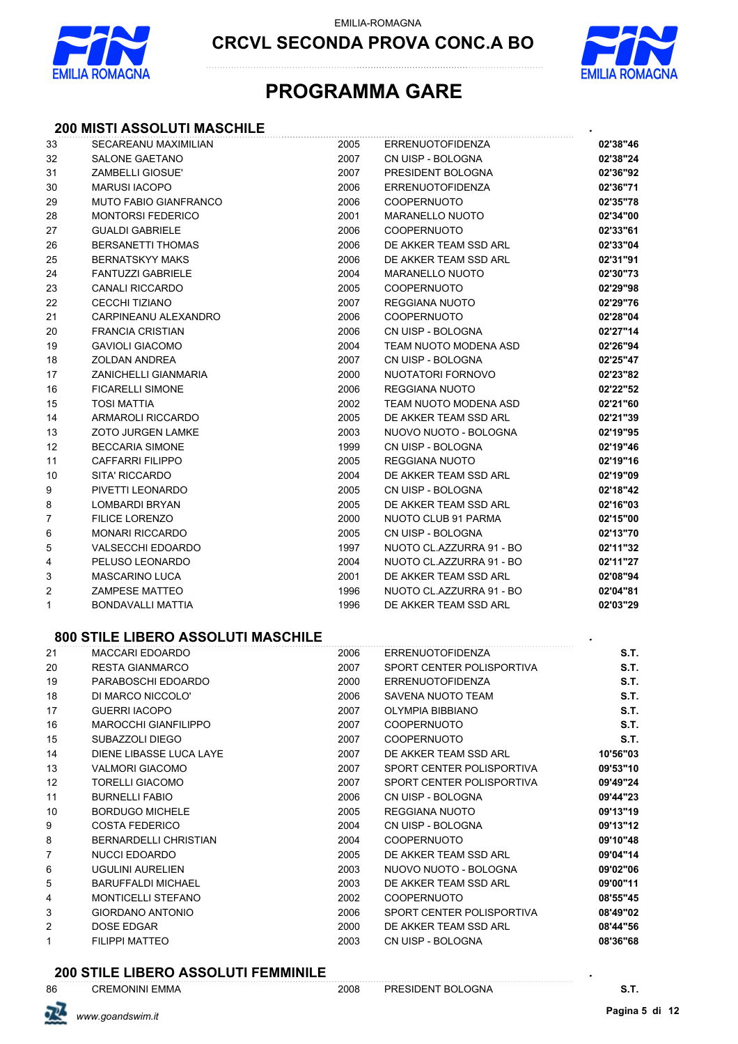EMILIA-ROMAGNA

# CRCVL SECONDA PROVA CONC.A BO

## PROGRAMMA GARE

### 200 MISTI ASSOLUTI MASCHILE

| | | | | |
|---|---|---|---|---|
| 33 | SECAREANU MAXIMILIAN | 2005 | ERRENUOTOFIDENZA | 02'38"46 |
| 32 | SALONE GAETANO | 2007 | CN UISP - BOLOGNA | 02'38"24 |
| 31 | ZAMBELLI GIOSUE' | 2007 | PRESIDENT BOLOGNA | 02'36"92 |
| 30 | MARUSI IACOPO | 2006 | ERRENUOTOFIDENZA | 02'36"71 |
| 29 | MUTO FABIO GIANFRANCO | 2006 | COOPERNUOTO | 02'35"78 |
| 28 | MONTORSI FEDERICO | 2001 | MARANELLO NUOTO | 02'34"00 |
| 27 | GUALDI GABRIELE | 2006 | COOPERNUOTO | 02'33"61 |
| 26 | BERSANETTI THOMAS | 2006 | DE AKKER TEAM SSD ARL | 02'33"04 |
| 25 | BERNATSKYY MAKS | 2006 | DE AKKER TEAM SSD ARL | 02'31"91 |
| 24 | FANTUZZI GABRIELE | 2004 | MARANELLO NUOTO | 02'30"73 |
| 23 | CANALI RICCARDO | 2005 | COOPERNUOTO | 02'29"98 |
| 22 | CECCHI TIZIANO | 2007 | REGGIANA NUOTO | 02'29"76 |
| 21 | CARPINEANU ALEXANDRO | 2006 | COOPERNUOTO | 02'28"04 |
| 20 | FRANCIA CRISTIAN | 2006 | CN UISP - BOLOGNA | 02'27"14 |
| 19 | GAVIOLI GIACOMO | 2004 | TEAM NUOTO MODENA ASD | 02'26"94 |
| 18 | ZOLDAN ANDREA | 2007 | CN UISP - BOLOGNA | 02'25"47 |
| 17 | ZANICHELLI GIANMARIA | 2000 | NUOTATORI FORNOVO | 02'23"82 |
| 16 | FICARELLI SIMONE | 2006 | REGGIANA NUOTO | 02'22"52 |
| 15 | TOSI MATTIA | 2002 | TEAM NUOTO MODENA ASD | 02'21"60 |
| 14 | ARMAROLI RICCARDO | 2005 | DE AKKER TEAM SSD ARL | 02'21"39 |
| 13 | ZOTO JURGEN LAMKE | 2003 | NUOVO NUOTO - BOLOGNA | 02'19"95 |
| 12 | BECCARIA SIMONE | 1999 | CN UISP - BOLOGNA | 02'19"46 |
| 11 | CAFFARRI FILIPPO | 2005 | REGGIANA NUOTO | 02'19"16 |
| 10 | SITA' RICCARDO | 2004 | DE AKKER TEAM SSD ARL | 02'19"09 |
| 9 | PIVETTI LEONARDO | 2005 | CN UISP - BOLOGNA | 02'18"42 |
| 8 | LOMBARDI BRYAN | 2005 | DE AKKER TEAM SSD ARL | 02'16"03 |
| 7 | FILICE LORENZO | 2000 | NUOTO CLUB 91 PARMA | 02'15"00 |
| 6 | MONARI RICCARDO | 2005 | CN UISP - BOLOGNA | 02'13"70 |
| 5 | VALSECCHI EDOARDO | 1997 | NUOTO CL.AZZURRA 91 - BO | 02'11"32 |
| 4 | PELUSO LEONARDO | 2004 | NUOTO CL.AZZURRA 91 - BO | 02'11"27 |
| 3 | MASCARINO LUCA | 2001 | DE AKKER TEAM SSD ARL | 02'08"94 |
| 2 | ZAMPESE MATTEO | 1996 | NUOTO CL.AZZURRA 91 - BO | 02'04"81 |
| 1 | BONDAVALLI MATTIA | 1996 | DE AKKER TEAM SSD ARL | 02'03"29 |

### 800 STILE LIBERO ASSOLUTI MASCHILE

| | | | | |
|---|---|---|---|---|
| 21 | MACCARI EDOARDO | 2006 | ERRENUOTOFIDENZA | S.T. |
| 20 | RESTA GIANMARCO | 2007 | SPORT CENTER POLISPORTIVA | S.T. |
| 19 | PARABOSCHI EDOARDO | 2000 | ERRENUOTOFIDENZA | S.T. |
| 18 | DI MARCO NICCOLO' | 2006 | SAVENA NUOTO TEAM | S.T. |
| 17 | GUERRI IACOPO | 2007 | OLYMPIA BIBBIANO | S.T. |
| 16 | MAROCCHI GIANFILIPPO | 2007 | COOPERNUOTO | S.T. |
| 15 | SUBAZZOLI DIEGO | 2007 | COOPERNUOTO | S.T. |
| 14 | DIENE LIBASSE LUCA LAYE | 2007 | DE AKKER TEAM SSD ARL | 10'56"03 |
| 13 | VALMORI GIACOMO | 2007 | SPORT CENTER POLISPORTIVA | 09'53"10 |
| 12 | TORELLI GIACOMO | 2007 | SPORT CENTER POLISPORTIVA | 09'49"24 |
| 11 | BURNELLI FABIO | 2006 | CN UISP - BOLOGNA | 09'44"23 |
| 10 | BORDUGO MICHELE | 2005 | REGGIANA NUOTO | 09'13"19 |
| 9 | COSTA FEDERICO | 2004 | CN UISP - BOLOGNA | 09'13"12 |
| 8 | BERNARDELLI CHRISTIAN | 2004 | COOPERNUOTO | 09'10"48 |
| 7 | NUCCI EDOARDO | 2005 | DE AKKER TEAM SSD ARL | 09'04"14 |
| 6 | UGULINI AURELIEN | 2003 | NUOVO NUOTO - BOLOGNA | 09'02"06 |
| 5 | BARUFFALDI MICHAEL | 2003 | DE AKKER TEAM SSD ARL | 09'00"11 |
| 4 | MONTICELLI STEFANO | 2002 | COOPERNUOTO | 08'55"45 |
| 3 | GIORDANO ANTONIO | 2006 | SPORT CENTER POLISPORTIVA | 08'49"02 |
| 2 | DOSE EDGAR | 2000 | DE AKKER TEAM SSD ARL | 08'44"56 |
| 1 | FILIPPI MATTEO | 2003 | CN UISP - BOLOGNA | 08'36"68 |

### 200 STILE LIBERO ASSOLUTI FEMMINILE

| | | | | |
|---|---|---|---|---|
| 86 | CREMONINI EMMA | 2008 | PRESIDENT BOLOGNA | S.T. |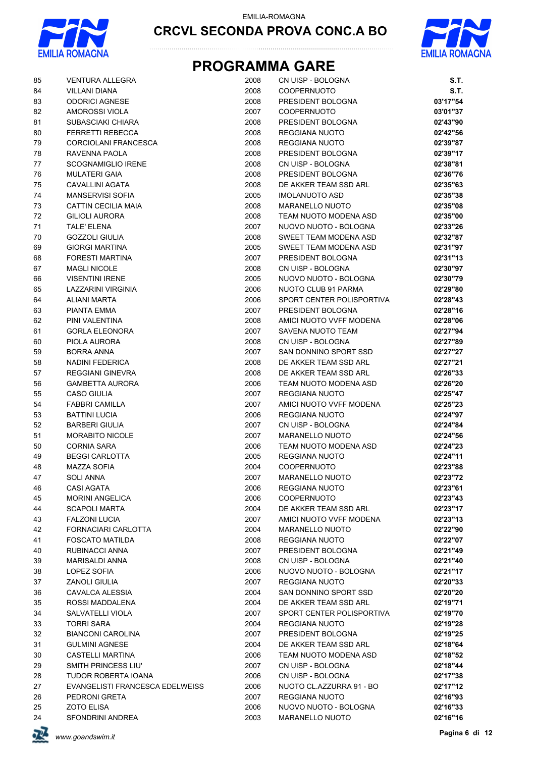EMILIA-ROMAGNA

# CRCVL SECONDA PROVA CONC.A BO

## PROGRAMMA GARE

| | | | | |
|---|---|---|---|---|
| 85 | VENTURA ALLEGRA | 2008 | CN UISP - BOLOGNA | **S.T.** |
| 84 | VILLANI DIANA | 2008 | COOPERNUOTO | **S.T.** |
| 83 | ODORICI AGNESE | 2008 | PRESIDENT BOLOGNA | **03'17"54** |
| 82 | AMOROSSI VIOLA | 2007 | COOPERNUOTO | **03'01"37** |
| 81 | SUBASCIAKI CHIARA | 2008 | PRESIDENT BOLOGNA | **02'43"90** |
| 80 | FERRETTI REBECCA | 2008 | REGGIANA NUOTO | **02'42"56** |
| 79 | CORCIOLANI FRANCESCA | 2008 | REGGIANA NUOTO | **02'39"87** |
| 78 | RAVENNA PAOLA | 2008 | PRESIDENT BOLOGNA | **02'39"17** |
| 77 | SCOGNAMIGLIO IRENE | 2008 | CN UISP - BOLOGNA | **02'38"81** |
| 76 | MULATERI GAIA | 2008 | PRESIDENT BOLOGNA | **02'36"76** |
| 75 | CAVALLINI AGATA | 2008 | DE AKKER TEAM SSD ARL | **02'35"63** |
| 74 | MANSERVISI SOFIA | 2005 | IMOLANUOTO ASD | **02'35"38** |
| 73 | CATTIN CECILIA MAIA | 2008 | MARANELLO NUOTO | **02'35"08** |
| 72 | GILIOLI AURORA | 2008 | TEAM NUOTO MODENA ASD | **02'35"00** |
| 71 | TALE' ELENA | 2007 | NUOVO NUOTO - BOLOGNA | **02'33"26** |
| 70 | GOZZOLI GIULIA | 2008 | SWEET TEAM MODENA ASD | **02'32"87** |
| 69 | GIORGI MARTINA | 2005 | SWEET TEAM MODENA ASD | **02'31"97** |
| 68 | FORESTI MARTINA | 2007 | PRESIDENT BOLOGNA | **02'31"13** |
| 67 | MAGLI NICOLE | 2008 | CN UISP - BOLOGNA | **02'30"97** |
| 66 | VISENTINI IRENE | 2005 | NUOVO NUOTO - BOLOGNA | **02'30"79** |
| 65 | LAZZARINI VIRGINIA | 2006 | NUOTO CLUB 91 PARMA | **02'29"80** |
| 64 | ALIANI MARTA | 2006 | SPORT CENTER POLISPORTIVA | **02'28"43** |
| 63 | PIANTA EMMA | 2007 | PRESIDENT BOLOGNA | **02'28"16** |
| 62 | PINI VALENTINA | 2008 | AMICI NUOTO VVFF MODENA | **02'28"06** |
| 61 | GORLA ELEONORA | 2007 | SAVENA NUOTO TEAM | **02'27"94** |
| 60 | PIOLA AURORA | 2008 | CN UISP - BOLOGNA | **02'27"89** |
| 59 | BORRA ANNA | 2007 | SAN DONNINO SPORT SSD | **02'27"27** |
| 58 | NADINI FEDERICA | 2008 | DE AKKER TEAM SSD ARL | **02'27"21** |
| 57 | REGGIANI GINEVRA | 2008 | DE AKKER TEAM SSD ARL | **02'26"33** |
| 56 | GAMBETTA AURORA | 2006 | TEAM NUOTO MODENA ASD | **02'26"20** |
| 55 | CASO GIULIA | 2007 | REGGIANA NUOTO | **02'25"47** |
| 54 | FABBRI CAMILLA | 2007 | AMICI NUOTO VVFF MODENA | **02'25"23** |
| 53 | BATTINI LUCIA | 2006 | REGGIANA NUOTO | **02'24"97** |
| 52 | BARBERI GIULIA | 2007 | CN UISP - BOLOGNA | **02'24"84** |
| 51 | MORABITO NICOLE | 2007 | MARANELLO NUOTO | **02'24"56** |
| 50 | CORNIA SARA | 2006 | TEAM NUOTO MODENA ASD | **02'24"23** |
| 49 | BEGGI CARLOTTA | 2005 | REGGIANA NUOTO | **02'24"11** |
| 48 | MAZZA SOFIA | 2004 | COOPERNUOTO | **02'23"88** |
| 47 | SOLI ANNA | 2007 | MARANELLO NUOTO | **02'23"72** |
| 46 | CASI AGATA | 2006 | REGGIANA NUOTO | **02'23"61** |
| 45 | MORINI ANGELICA | 2006 | COOPERNUOTO | **02'23"43** |
| 44 | SCAPOLI MARTA | 2004 | DE AKKER TEAM SSD ARL | **02'23"17** |
| 43 | FALZONI LUCIA | 2007 | AMICI NUOTO VVFF MODENA | **02'23"13** |
| 42 | FORNACIARI CARLOTTA | 2004 | MARANELLO NUOTO | **02'22"90** |
| 41 | FOSCATO MATILDA | 2008 | REGGIANA NUOTO | **02'22"07** |
| 40 | RUBINACCI ANNA | 2007 | PRESIDENT BOLOGNA | **02'21"49** |
| 39 | MARISALDI ANNA | 2008 | CN UISP - BOLOGNA | **02'21"40** |
| 38 | LOPEZ SOFIA | 2006 | NUOVO NUOTO - BOLOGNA | **02'21"17** |
| 37 | ZANOLI GIULIA | 2007 | REGGIANA NUOTO | **02'20"33** |
| 36 | CAVALCA ALESSIA | 2004 | SAN DONNINO SPORT SSD | **02'20"20** |
| 35 | ROSSI MADDALENA | 2004 | DE AKKER TEAM SSD ARL | **02'19"71** |
| 34 | SALVATELLI VIOLA | 2007 | SPORT CENTER POLISPORTIVA | **02'19"70** |
| 33 | TORRI SARA | 2004 | REGGIANA NUOTO | **02'19"28** |
| 32 | BIANCONI CAROLINA | 2007 | PRESIDENT BOLOGNA | **02'19"25** |
| 31 | GULMINI AGNESE | 2004 | DE AKKER TEAM SSD ARL | **02'18"64** |
| 30 | CASTELLI MARTINA | 2006 | TEAM NUOTO MODENA ASD | **02'18"52** |
| 29 | SMITH PRINCESS LIU' | 2007 | CN UISP - BOLOGNA | **02'18"44** |
| 28 | TUDOR ROBERTA IOANA | 2006 | CN UISP - BOLOGNA | **02'17"38** |
| 27 | EVANGELISTI FRANCESCA EDELWEISS | 2006 | NUOTO CL.AZZURRA 91 - BO | **02'17"12** |
| 26 | PEDRONI GRETA | 2007 | REGGIANA NUOTO | **02'16"93** |
| 25 | ZOTO ELISA | 2006 | NUOVO NUOTO - BOLOGNA | **02'16"33** |
| 24 | SFONDRINI ANDREA | 2003 | MARANELLO NUOTO | **02'16"16** |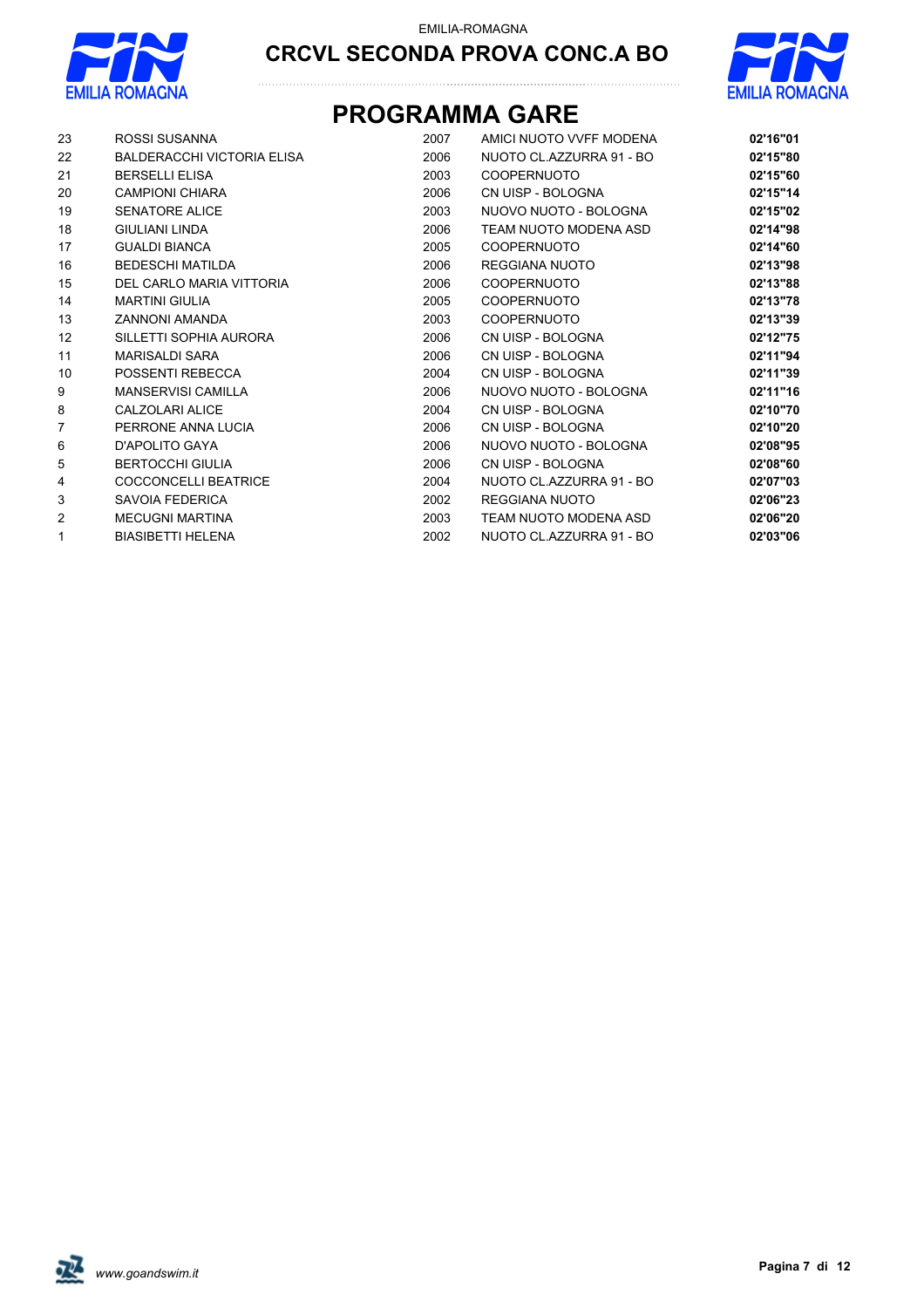EMILIA-ROMAGNA

# CRCVL SECONDA PROVA CONC.A BO

## PROGRAMMA GARE

| | | | | |
|---|---|---|---|---|
| 23 | ROSSI SUSANNA | 2007 | AMICI NUOTO VVFF MODENA | **02'16"01** |
| 22 | BALDERACCHI VICTORIA ELISA | 2006 | NUOTO CL.AZZURRA 91 - BO | **02'15"80** |
| 21 | BERSELLI ELISA | 2003 | COOPERNUOTO | **02'15"60** |
| 20 | CAMPIONI CHIARA | 2006 | CN UISP - BOLOGNA | **02'15"14** |
| 19 | SENATORE ALICE | 2003 | NUOVO NUOTO - BOLOGNA | **02'15"02** |
| 18 | GIULIANI LINDA | 2006 | TEAM NUOTO MODENA ASD | **02'14"98** |
| 17 | GUALDI BIANCA | 2005 | COOPERNUOTO | **02'14"60** |
| 16 | BEDESCHI MATILDA | 2006 | REGGIANA NUOTO | **02'13"98** |
| 15 | DEL CARLO MARIA VITTORIA | 2006 | COOPERNUOTO | **02'13"88** |
| 14 | MARTINI GIULIA | 2005 | COOPERNUOTO | **02'13"78** |
| 13 | ZANNONI AMANDA | 2003 | COOPERNUOTO | **02'13"39** |
| 12 | SILLETTI SOPHIA AURORA | 2006 | CN UISP - BOLOGNA | **02'12"75** |
| 11 | MARISALDI SARA | 2006 | CN UISP - BOLOGNA | **02'11"94** |
| 10 | POSSENTI REBECCA | 2004 | CN UISP - BOLOGNA | **02'11"39** |
| 9 | MANSERVISI CAMILLA | 2006 | NUOVO NUOTO - BOLOGNA | **02'11"16** |
| 8 | CALZOLARI ALICE | 2004 | CN UISP - BOLOGNA | **02'10"70** |
| 7 | PERRONE ANNA LUCIA | 2006 | CN UISP - BOLOGNA | **02'10"20** |
| 6 | D'APOLITO GAYA | 2006 | NUOVO NUOTO - BOLOGNA | **02'08"95** |
| 5 | BERTOCCHI GIULIA | 2006 | CN UISP - BOLOGNA | **02'08"60** |
| 4 | COCCONCELLI BEATRICE | 2004 | NUOTO CL.AZZURRA 91 - BO | **02'07"03** |
| 3 | SAVOIA FEDERICA | 2002 | REGGIANA NUOTO | **02'06"23** |
| 2 | MECUGNI MARTINA | 2003 | TEAM NUOTO MODENA ASD | **02'06"20** |
| 1 | BIASIBETTI HELENA | 2002 | NUOTO CL.AZZURRA 91 - BO | **02'03"06** |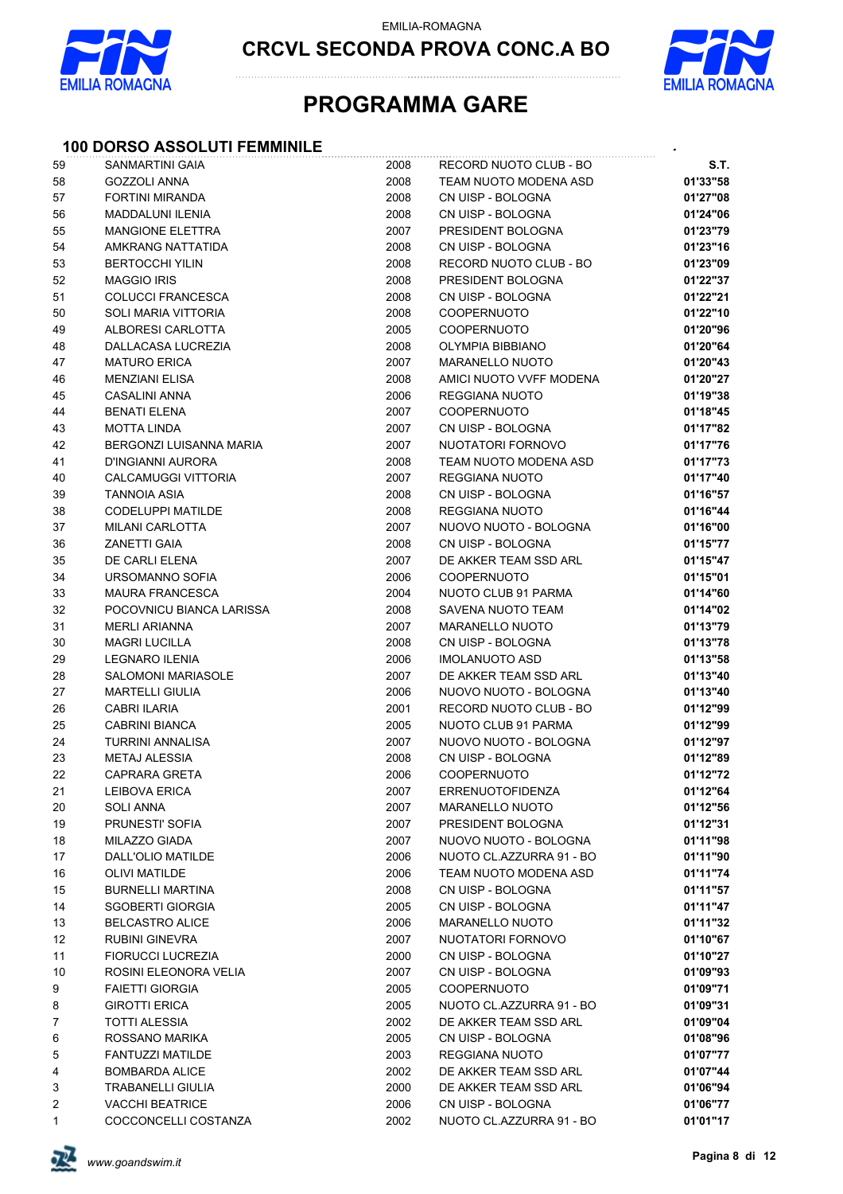EMILIA-ROMAGNA

**CRCVL SECONDA PROVA CONC.A BO**

# PROGRAMMA GARE

## 100 DORSO ASSOLUTI FEMMINILE

| | | | | S.T. |
|---|---|---|---|---|
| 59 | SANMARTINI GAIA | 2008 | RECORD NUOTO CLUB - BO | |
| 58 | GOZZOLI ANNA | 2008 | TEAM NUOTO MODENA ASD | 01'33"58 |
| 57 | FORTINI MIRANDA | 2008 | CN UISP - BOLOGNA | 01'27"08 |
| 56 | MADDALUNI ILENIA | 2008 | CN UISP - BOLOGNA | 01'24"06 |
| 55 | MANGIONE ELETTRA | 2007 | PRESIDENT BOLOGNA | 01'23"79 |
| 54 | AMKRANG NATTATIDA | 2008 | CN UISP - BOLOGNA | 01'23"16 |
| 53 | BERTOCCHI YILIN | 2008 | RECORD NUOTO CLUB - BO | 01'23"09 |
| 52 | MAGGIO IRIS | 2008 | PRESIDENT BOLOGNA | 01'22"37 |
| 51 | COLUCCI FRANCESCA | 2008 | CN UISP - BOLOGNA | 01'22"21 |
| 50 | SOLI MARIA VITTORIA | 2008 | COOPERNUOTO | 01'22"10 |
| 49 | ALBORESI CARLOTTA | 2005 | COOPERNUOTO | 01'20"96 |
| 48 | DALLACASA LUCREZIA | 2008 | OLYMPIA BIBBIANO | 01'20"64 |
| 47 | MATURO ERICA | 2007 | MARANELLO NUOTO | 01'20"43 |
| 46 | MENZIANI ELISA | 2008 | AMICI NUOTO VVFF MODENA | 01'20"27 |
| 45 | CASALINI ANNA | 2006 | REGGIANA NUOTO | 01'19"38 |
| 44 | BENATI ELENA | 2007 | COOPERNUOTO | 01'18"45 |
| 43 | MOTTA LINDA | 2007 | CN UISP - BOLOGNA | 01'17"82 |
| 42 | BERGONZI LUISANNA MARIA | 2007 | NUOTATORI FORNOVO | 01'17"76 |
| 41 | D'INGIANNI AURORA | 2008 | TEAM NUOTO MODENA ASD | 01'17"73 |
| 40 | CALCAMUGGI VITTORIA | 2007 | REGGIANA NUOTO | 01'17"40 |
| 39 | TANNOIA ASIA | 2008 | CN UISP - BOLOGNA | 01'16"57 |
| 38 | CODELUPPI MATILDE | 2008 | REGGIANA NUOTO | 01'16"44 |
| 37 | MILANI CARLOTTA | 2007 | NUOVO NUOTO - BOLOGNA | 01'16"00 |
| 36 | ZANETTI GAIA | 2008 | CN UISP - BOLOGNA | 01'15"77 |
| 35 | DE CARLI ELENA | 2007 | DE AKKER TEAM SSD ARL | 01'15"47 |
| 34 | URSOMANNO SOFIA | 2006 | COOPERNUOTO | 01'15"01 |
| 33 | MAURA FRANCESCA | 2004 | NUOTO CLUB 91 PARMA | 01'14"60 |
| 32 | POCOVNICU BIANCA LARISSA | 2008 | SAVENA NUOTO TEAM | 01'14"02 |
| 31 | MERLI ARIANNA | 2007 | MARANELLO NUOTO | 01'13"79 |
| 30 | MAGRI LUCILLA | 2008 | CN UISP - BOLOGNA | 01'13"78 |
| 29 | LEGNARO ILENIA | 2006 | IMOLANUOTO ASD | 01'13"58 |
| 28 | SALOMONI MARIASOLE | 2007 | DE AKKER TEAM SSD ARL | 01'13"40 |
| 27 | MARTELLI GIULIA | 2006 | NUOVO NUOTO - BOLOGNA | 01'13"40 |
| 26 | CABRI ILARIA | 2001 | RECORD NUOTO CLUB - BO | 01'12"99 |
| 25 | CABRINI BIANCA | 2005 | NUOTO CLUB 91 PARMA | 01'12"99 |
| 24 | TURRINI ANNALISA | 2007 | NUOVO NUOTO - BOLOGNA | 01'12"97 |
| 23 | METAJ ALESSIA | 2008 | CN UISP - BOLOGNA | 01'12"89 |
| 22 | CAPRARA GRETA | 2006 | COOPERNUOTO | 01'12"72 |
| 21 | LEIBOVA ERICA | 2007 | ERRENUOTOFIDENZA | 01'12"64 |
| 20 | SOLI ANNA | 2007 | MARANELLO NUOTO | 01'12"56 |
| 19 | PRUNESTI' SOFIA | 2007 | PRESIDENT BOLOGNA | 01'12"31 |
| 18 | MILAZZO GIADA | 2007 | NUOVO NUOTO - BOLOGNA | 01'11"98 |
| 17 | DALL'OLIO MATILDE | 2006 | NUOTO CL.AZZURRA 91 - BO | 01'11"90 |
| 16 | OLIVI MATILDE | 2006 | TEAM NUOTO MODENA ASD | 01'11"74 |
| 15 | BURNELLI MARTINA | 2008 | CN UISP - BOLOGNA | 01'11"57 |
| 14 | SGOBERTI GIORGIA | 2005 | CN UISP - BOLOGNA | 01'11"47 |
| 13 | BELCASTRO ALICE | 2006 | MARANELLO NUOTO | 01'11"32 |
| 12 | RUBINI GINEVRA | 2007 | NUOTATORI FORNOVO | 01'10"67 |
| 11 | FIORUCCI LUCREZIA | 2000 | CN UISP - BOLOGNA | 01'10"27 |
| 10 | ROSINI ELEONORA VELIA | 2007 | CN UISP - BOLOGNA | 01'09"93 |
| 9 | FAIETTI GIORGIA | 2005 | COOPERNUOTO | 01'09"71 |
| 8 | GIROTTI ERICA | 2005 | NUOTO CL.AZZURRA 91 - BO | 01'09"31 |
| 7 | TOTTI ALESSIA | 2002 | DE AKKER TEAM SSD ARL | 01'09"04 |
| 6 | ROSSANO MARIKA | 2005 | CN UISP - BOLOGNA | 01'08"96 |
| 5 | FANTUZZI MATILDE | 2003 | REGGIANA NUOTO | 01'07"77 |
| 4 | BOMBARDA ALICE | 2002 | DE AKKER TEAM SSD ARL | 01'07"44 |
| 3 | TRABANELLI GIULIA | 2000 | DE AKKER TEAM SSD ARL | 01'06"94 |
| 2 | VACCHI BEATRICE | 2006 | CN UISP - BOLOGNA | 01'06"77 |
| 1 | COCCONCELLI COSTANZA | 2002 | NUOTO CL.AZZURRA 91 - BO | 01'01"17 |

*www.goandswim.it*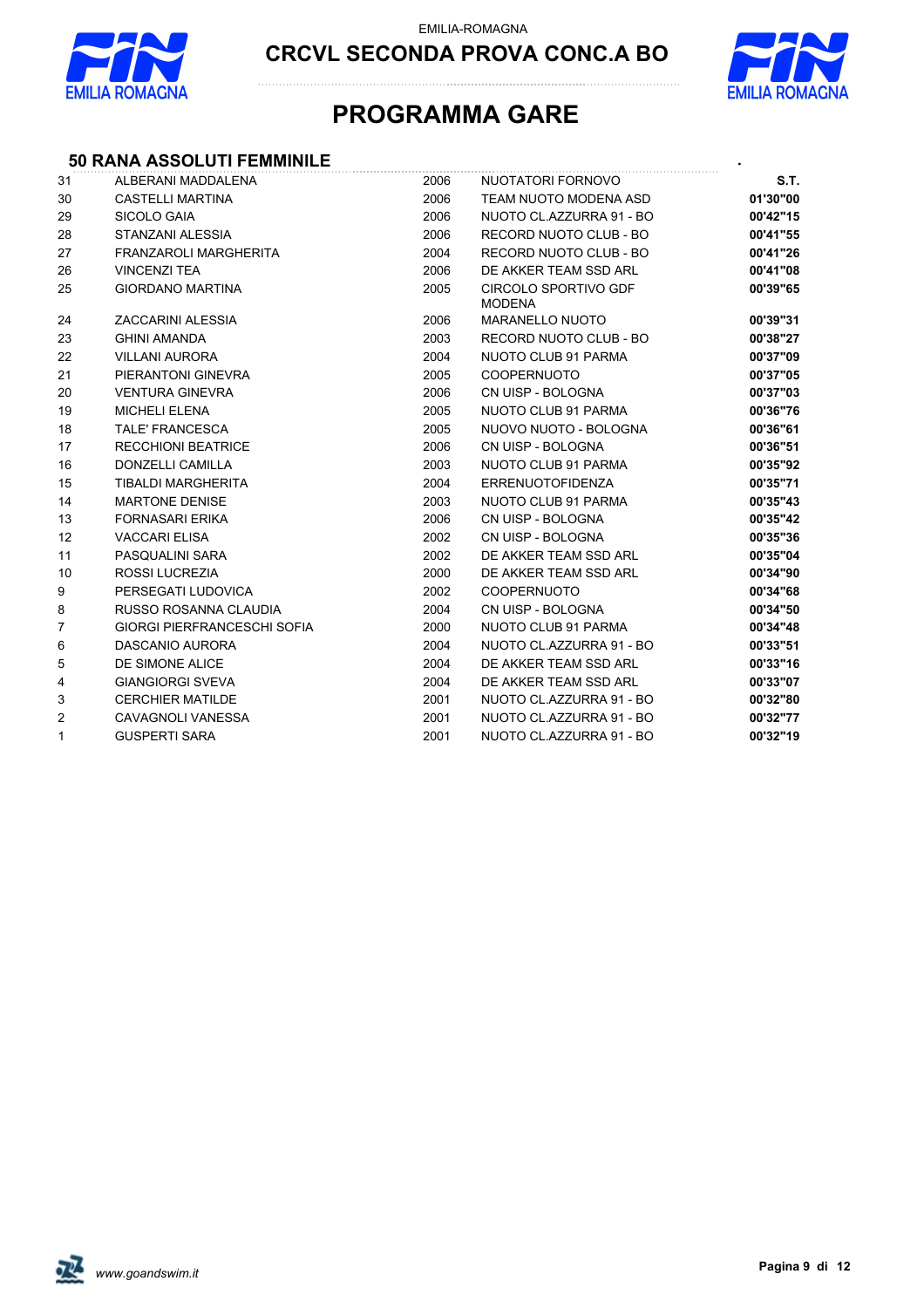# CRCVL SECONDA PROVA CONC.A BO

## PROGRAMMA GARE

### 50 RANA ASSOLUTI FEMMINILE

| | | | | S.T. |
|---|---|---|---|---|
| 31 | ALBERANI MADDALENA | 2006 | NUOTATORI FORNOVO | |
| 30 | CASTELLI MARTINA | 2006 | TEAM NUOTO MODENA ASD | 01'30"00 |
| 29 | SICOLO GAIA | 2006 | NUOTO CL.AZZURRA 91 - BO | 00'42"15 |
| 28 | STANZANI ALESSIA | 2006 | RECORD NUOTO CLUB - BO | 00'41"55 |
| 27 | FRANZAROLI MARGHERITA | 2004 | RECORD NUOTO CLUB - BO | 00'41"26 |
| 26 | VINCENZI TEA | 2006 | DE AKKER TEAM SSD ARL | 00'41"08 |
| 25 | GIORDANO MARTINA | 2005 | CIRCOLO SPORTIVO GDF MODENA | 00'39"65 |
| 24 | ZACCARINI ALESSIA | 2006 | MARANELLO NUOTO | 00'39"31 |
| 23 | GHINI AMANDA | 2003 | RECORD NUOTO CLUB - BO | 00'38"27 |
| 22 | VILLANI AURORA | 2004 | NUOTO CLUB 91 PARMA | 00'37"09 |
| 21 | PIERANTONI GINEVRA | 2005 | COOPERNUOTO | 00'37"05 |
| 20 | VENTURA GINEVRA | 2006 | CN UISP - BOLOGNA | 00'37"03 |
| 19 | MICHELI ELENA | 2005 | NUOTO CLUB 91 PARMA | 00'36"76 |
| 18 | TALE' FRANCESCA | 2005 | NUOVO NUOTO - BOLOGNA | 00'36"61 |
| 17 | RECCHIONI BEATRICE | 2006 | CN UISP - BOLOGNA | 00'36"51 |
| 16 | DONZELLI CAMILLA | 2003 | NUOTO CLUB 91 PARMA | 00'35"92 |
| 15 | TIBALDI MARGHERITA | 2004 | ERRENUOTOFIDENZA | 00'35"71 |
| 14 | MARTONE DENISE | 2003 | NUOTO CLUB 91 PARMA | 00'35"43 |
| 13 | FORNASARI ERIKA | 2006 | CN UISP - BOLOGNA | 00'35"42 |
| 12 | VACCARI ELISA | 2002 | CN UISP - BOLOGNA | 00'35"36 |
| 11 | PASQUALINI SARA | 2002 | DE AKKER TEAM SSD ARL | 00'35"04 |
| 10 | ROSSI LUCREZIA | 2000 | DE AKKER TEAM SSD ARL | 00'34"90 |
| 9 | PERSEGATI LUDOVICA | 2002 | COOPERNUOTO | 00'34"68 |
| 8 | RUSSO ROSANNA CLAUDIA | 2004 | CN UISP - BOLOGNA | 00'34"50 |
| 7 | GIORGI PIERFRANCESCHI SOFIA | 2000 | NUOTO CLUB 91 PARMA | 00'34"48 |
| 6 | DASCANIO AURORA | 2004 | NUOTO CL.AZZURRA 91 - BO | 00'33"51 |
| 5 | DE SIMONE ALICE | 2004 | DE AKKER TEAM SSD ARL | 00'33"16 |
| 4 | GIANGIORGI SVEVA | 2004 | DE AKKER TEAM SSD ARL | 00'33"07 |
| 3 | CERCHIER MATILDE | 2001 | NUOTO CL.AZZURRA 91 - BO | 00'32"80 |
| 2 | CAVAGNOLI VANESSA | 2001 | NUOTO CL.AZZURRA 91 - BO | 00'32"77 |
| 1 | GUSPERTI SARA | 2001 | NUOTO CL.AZZURRA 91 - BO | 00'32"19 |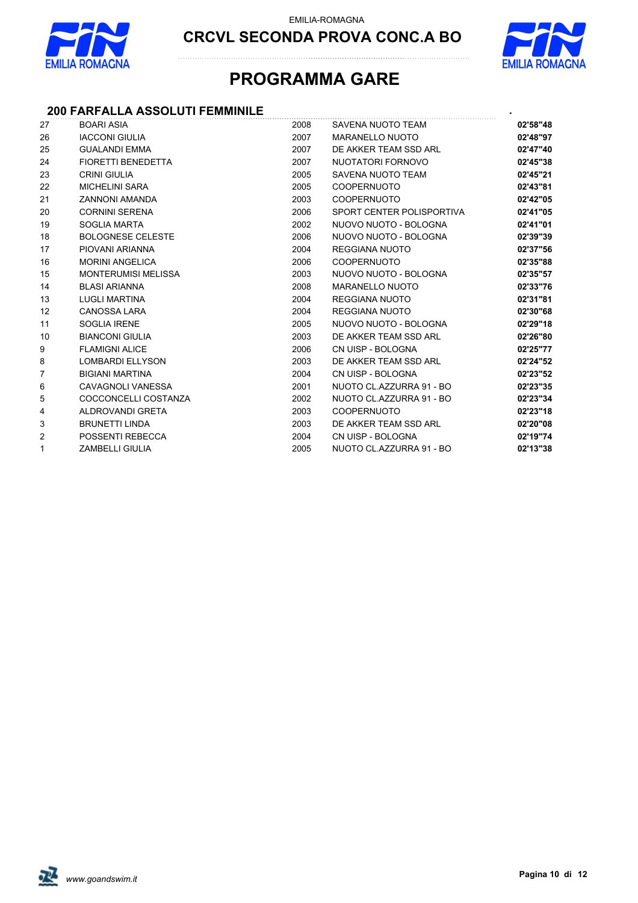EMILIA-ROMAGNA

# CRCVL SECONDA PROVA CONC.A BO

# PROGRAMMA GARE

## 200 FARFALLA ASSOLUTI FEMMINILE

| | | | | |
|---|---|---|---|---|
| 27 | BOARI ASIA | 2008 | SAVENA NUOTO TEAM | **02'58"48** |
| 26 | IACCONI GIULIA | 2007 | MARANELLO NUOTO | **02'48"97** |
| 25 | GUALANDI EMMA | 2007 | DE AKKER TEAM SSD ARL | **02'47"40** |
| 24 | FIORETTI BENEDETTA | 2007 | NUOTATORI FORNOVO | **02'45"38** |
| 23 | CRINI GIULIA | 2005 | SAVENA NUOTO TEAM | **02'45"21** |
| 22 | MICHELINI SARA | 2005 | COOPERNUOTO | **02'43"81** |
| 21 | ZANNONI AMANDA | 2003 | COOPERNUOTO | **02'42"05** |
| 20 | CORNINI SERENA | 2006 | SPORT CENTER POLISPORTIVA | **02'41"05** |
| 19 | SOGLIA MARTA | 2002 | NUOVO NUOTO - BOLOGNA | **02'41"01** |
| 18 | BOLOGNESE CELESTE | 2006 | NUOVO NUOTO - BOLOGNA | **02'39"39** |
| 17 | PIOVANI ARIANNA | 2004 | REGGIANA NUOTO | **02'37"56** |
| 16 | MORINI ANGELICA | 2006 | COOPERNUOTO | **02'35"88** |
| 15 | MONTERUMISI MELISSA | 2003 | NUOVO NUOTO - BOLOGNA | **02'35"57** |
| 14 | BLASI ARIANNA | 2008 | MARANELLO NUOTO | **02'33"76** |
| 13 | LUGLI MARTINA | 2004 | REGGIANA NUOTO | **02'31"81** |
| 12 | CANOSSA LARA | 2004 | REGGIANA NUOTO | **02'30"68** |
| 11 | SOGLIA IRENE | 2005 | NUOVO NUOTO - BOLOGNA | **02'29"18** |
| 10 | BIANCONI GIULIA | 2003 | DE AKKER TEAM SSD ARL | **02'26"80** |
| 9 | FLAMIGNI ALICE | 2006 | CN UISP - BOLOGNA | **02'25"77** |
| 8 | LOMBARDI ELLYSON | 2003 | DE AKKER TEAM SSD ARL | **02'24"52** |
| 7 | BIGIANI MARTINA | 2004 | CN UISP - BOLOGNA | **02'23"52** |
| 6 | CAVAGNOLI VANESSA | 2001 | NUOTO CL.AZZURRA 91 - BO | **02'23"35** |
| 5 | COCCONCELLI COSTANZA | 2002 | NUOTO CL.AZZURRA 91 - BO | **02'23"34** |
| 4 | ALDROVANDI GRETA | 2003 | COOPERNUOTO | **02'23"18** |
| 3 | BRUNETTI LINDA | 2003 | DE AKKER TEAM SSD ARL | **02'20"08** |
| 2 | POSSENTI REBECCA | 2004 | CN UISP - BOLOGNA | **02'19"74** |
| 1 | ZAMBELLI GIULIA | 2005 | NUOTO CL.AZZURRA 91 - BO | **02'13"38** |

*www.goandswim.it*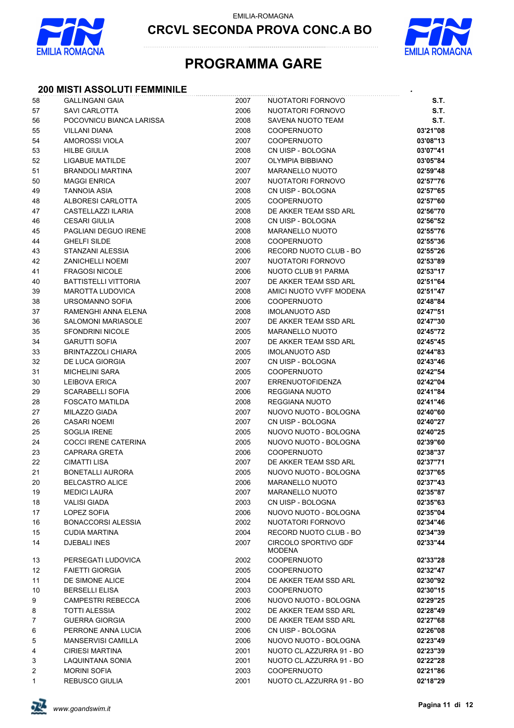EMILIA-ROMAGNA

**CRCVL SECONDA PROVA CONC.A BO**

# PROGRAMMA GARE

## 200 MISTI ASSOLUTI FEMMINILE

| | | | | |
|---|---|---|---|---|
| 58 | GALLINGANI GAIA | 2007 | NUOTATORI FORNOVO | **S.T.** |
| 57 | SAVI CARLOTTA | 2006 | NUOTATORI FORNOVO | **S.T.** |
| 56 | POCOVNICU BIANCA LARISSA | 2008 | SAVENA NUOTO TEAM | **S.T.** |
| 55 | VILLANI DIANA | 2008 | COOPERNUOTO | **03'21"08** |
| 54 | AMOROSSI VIOLA | 2007 | COOPERNUOTO | **03'08"13** |
| 53 | HILBE GIULIA | 2008 | CN UISP - BOLOGNA | **03'07"41** |
| 52 | LIGABUE MATILDE | 2007 | OLYMPIA BIBBIANO | **03'05"84** |
| 51 | BRANDOLI MARTINA | 2007 | MARANELLO NUOTO | **02'59"48** |
| 50 | MAGGI ENRICA | 2007 | NUOTATORI FORNOVO | **02'57"76** |
| 49 | TANNOIA ASIA | 2008 | CN UISP - BOLOGNA | **02'57"65** |
| 48 | ALBORESI CARLOTTA | 2005 | COOPERNUOTO | **02'57"60** |
| 47 | CASTELLAZZI ILARIA | 2008 | DE AKKER TEAM SSD ARL | **02'56"70** |
| 46 | CESARI GIULIA | 2008 | CN UISP - BOLOGNA | **02'56"52** |
| 45 | PAGLIANI DEGUO IRENE | 2008 | MARANELLO NUOTO | **02'55"76** |
| 44 | GHELFI SILDE | 2008 | COOPERNUOTO | **02'55"36** |
| 43 | STANZANI ALESSIA | 2006 | RECORD NUOTO CLUB - BO | **02'55"26** |
| 42 | ZANICHELLI NOEMI | 2007 | NUOTATORI FORNOVO | **02'53"89** |
| 41 | FRAGOSI NICOLE | 2006 | NUOTO CLUB 91 PARMA | **02'53"17** |
| 40 | BATTISTELLI VITTORIA | 2007 | DE AKKER TEAM SSD ARL | **02'51"64** |
| 39 | MAROTTA LUDOVICA | 2008 | AMICI NUOTO VVFF MODENA | **02'51"47** |
| 38 | URSOMANNO SOFIA | 2006 | COOPERNUOTO | **02'48"84** |
| 37 | RAMENGHI ANNA ELENA | 2008 | IMOLANUOTO ASD | **02'47"51** |
| 36 | SALOMONI MARIASOLE | 2007 | DE AKKER TEAM SSD ARL | **02'47"30** |
| 35 | SFONDRINI NICOLE | 2005 | MARANELLO NUOTO | **02'45"72** |
| 34 | GARUTTI SOFIA | 2007 | DE AKKER TEAM SSD ARL | **02'45"45** |
| 33 | BRINTAZZOLI CHIARA | 2005 | IMOLANUOTO ASD | **02'44"83** |
| 32 | DE LUCA GIORGIA | 2007 | CN UISP - BOLOGNA | **02'43"46** |
| 31 | MICHELINI SARA | 2005 | COOPERNUOTO | **02'42"54** |
| 30 | LEIBOVA ERICA | 2007 | ERRENUOTOFIDENZA | **02'42"04** |
| 29 | SCARABELLI SOFIA | 2006 | REGGIANA NUOTO | **02'41"84** |
| 28 | FOSCATO MATILDA | 2008 | REGGIANA NUOTO | **02'41"46** |
| 27 | MILAZZO GIADA | 2007 | NUOVO NUOTO - BOLOGNA | **02'40"60** |
| 26 | CASARI NOEMI | 2007 | CN UISP - BOLOGNA | **02'40"27** |
| 25 | SOGLIA IRENE | 2005 | NUOVO NUOTO - BOLOGNA | **02'40"25** |
| 24 | COCCI IRENE CATERINA | 2005 | NUOVO NUOTO - BOLOGNA | **02'39"60** |
| 23 | CAPRARA GRETA | 2006 | COOPERNUOTO | **02'38"37** |
| 22 | CIMATTI LISA | 2007 | DE AKKER TEAM SSD ARL | **02'37"71** |
| 21 | BONETALLI AURORA | 2005 | NUOVO NUOTO - BOLOGNA | **02'37"65** |
| 20 | BELCASTRO ALICE | 2006 | MARANELLO NUOTO | **02'37"43** |
| 19 | MEDICI LAURA | 2007 | MARANELLO NUOTO | **02'35"87** |
| 18 | VALISI GIADA | 2003 | CN UISP - BOLOGNA | **02'35"63** |
| 17 | LOPEZ SOFIA | 2006 | NUOVO NUOTO - BOLOGNA | **02'35"04** |
| 16 | BONACCORSI ALESSIA | 2002 | NUOTATORI FORNOVO | **02'34"46** |
| 15 | CUDIA MARTINA | 2004 | RECORD NUOTO CLUB - BO | **02'34"39** |
| 14 | DJEBALI INES | 2007 | CIRCOLO SPORTIVO GDF MODENA | **02'33"44** |
| 13 | PERSEGATI LUDOVICA | 2002 | COOPERNUOTO | **02'33"28** |
| 12 | FAIETTI GIORGIA | 2005 | COOPERNUOTO | **02'32"47** |
| 11 | DE SIMONE ALICE | 2004 | DE AKKER TEAM SSD ARL | **02'30"92** |
| 10 | BERSELLI ELISA | 2003 | COOPERNUOTO | **02'30"15** |
| 9 | CAMPESTRI REBECCA | 2006 | NUOVO NUOTO - BOLOGNA | **02'29"25** |
| 8 | TOTTI ALESSIA | 2002 | DE AKKER TEAM SSD ARL | **02'28"49** |
| 7 | GUERRA GIORGIA | 2000 | DE AKKER TEAM SSD ARL | **02'27"68** |
| 6 | PERRONE ANNA LUCIA | 2006 | CN UISP - BOLOGNA | **02'26"08** |
| 5 | MANSERVISI CAMILLA | 2006 | NUOVO NUOTO - BOLOGNA | **02'23"49** |
| 4 | CIRIESI MARTINA | 2001 | NUOTO CL.AZZURRA 91 - BO | **02'23"39** |
| 3 | LAQUINTANA SONIA | 2001 | NUOTO CL.AZZURRA 91 - BO | **02'22"28** |
| 2 | MORINI SOFIA | 2003 | COOPERNUOTO | **02'21"86** |
| 1 | REBUSCO GIULIA | 2001 | NUOTO CL.AZZURRA 91 - BO | **02'18"29** |

*www.goandswim.it*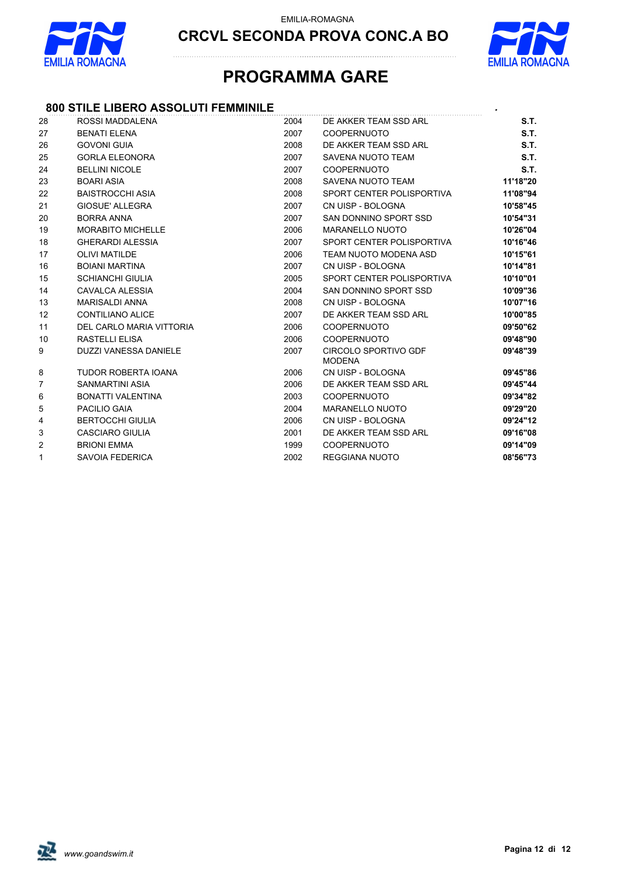EMILIA-ROMAGNA

## CRCVL SECONDA PROVA CONC.A BO

# PROGRAMMA GARE

### 800 STILE LIBERO ASSOLUTI FEMMINILE

| | | | | |
|---|---|---|---|---|
| 28 | ROSSI MADDALENA | 2004 | DE AKKER TEAM SSD ARL | **S.T.** |
| 27 | BENATI ELENA | 2007 | COOPERNUOTO | **S.T.** |
| 26 | GOVONI GUIA | 2008 | DE AKKER TEAM SSD ARL | **S.T.** |
| 25 | GORLA ELEONORA | 2007 | SAVENA NUOTO TEAM | **S.T.** |
| 24 | BELLINI NICOLE | 2007 | COOPERNUOTO | **S.T.** |
| 23 | BOARI ASIA | 2008 | SAVENA NUOTO TEAM | **11'18"20** |
| 22 | BAISTROCCHI ASIA | 2008 | SPORT CENTER POLISPORTIVA | **11'08"94** |
| 21 | GIOSUE' ALLEGRA | 2007 | CN UISP - BOLOGNA | **10'58"45** |
| 20 | BORRA ANNA | 2007 | SAN DONNINO SPORT SSD | **10'54"31** |
| 19 | MORABITO MICHELLE | 2006 | MARANELLO NUOTO | **10'26"04** |
| 18 | GHERARDI ALESSIA | 2007 | SPORT CENTER POLISPORTIVA | **10'16"46** |
| 17 | OLIVI MATILDE | 2006 | TEAM NUOTO MODENA ASD | **10'15"61** |
| 16 | BOIANI MARTINA | 2007 | CN UISP - BOLOGNA | **10'14"81** |
| 15 | SCHIANCHI GIULIA | 2005 | SPORT CENTER POLISPORTIVA | **10'10"01** |
| 14 | CAVALCA ALESSIA | 2004 | SAN DONNINO SPORT SSD | **10'09"36** |
| 13 | MARISALDI ANNA | 2008 | CN UISP - BOLOGNA | **10'07"16** |
| 12 | CONTILIANO ALICE | 2007 | DE AKKER TEAM SSD ARL | **10'00"85** |
| 11 | DEL CARLO MARIA VITTORIA | 2006 | COOPERNUOTO | **09'50"62** |
| 10 | RASTELLI ELISA | 2006 | COOPERNUOTO | **09'48"90** |
| 9 | DUZZI VANESSA DANIELE | 2007 | CIRCOLO SPORTIVO GDF MODENA | **09'48"39** |
| 8 | TUDOR ROBERTA IOANA | 2006 | CN UISP - BOLOGNA | **09'45"86** |
| 7 | SANMARTINI ASIA | 2006 | DE AKKER TEAM SSD ARL | **09'45"44** |
| 6 | BONATTI VALENTINA | 2003 | COOPERNUOTO | **09'34"82** |
| 5 | PACILIO GAIA | 2004 | MARANELLO NUOTO | **09'29"20** |
| 4 | BERTOCCHI GIULIA | 2006 | CN UISP - BOLOGNA | **09'24"12** |
| 3 | CASCIARO GIULIA | 2001 | DE AKKER TEAM SSD ARL | **09'16"08** |
| 2 | BRIONI EMMA | 1999 | COOPERNUOTO | **09'14"09** |
| 1 | SAVOIA FEDERICA | 2002 | REGGIANA NUOTO | **08'56"73** |